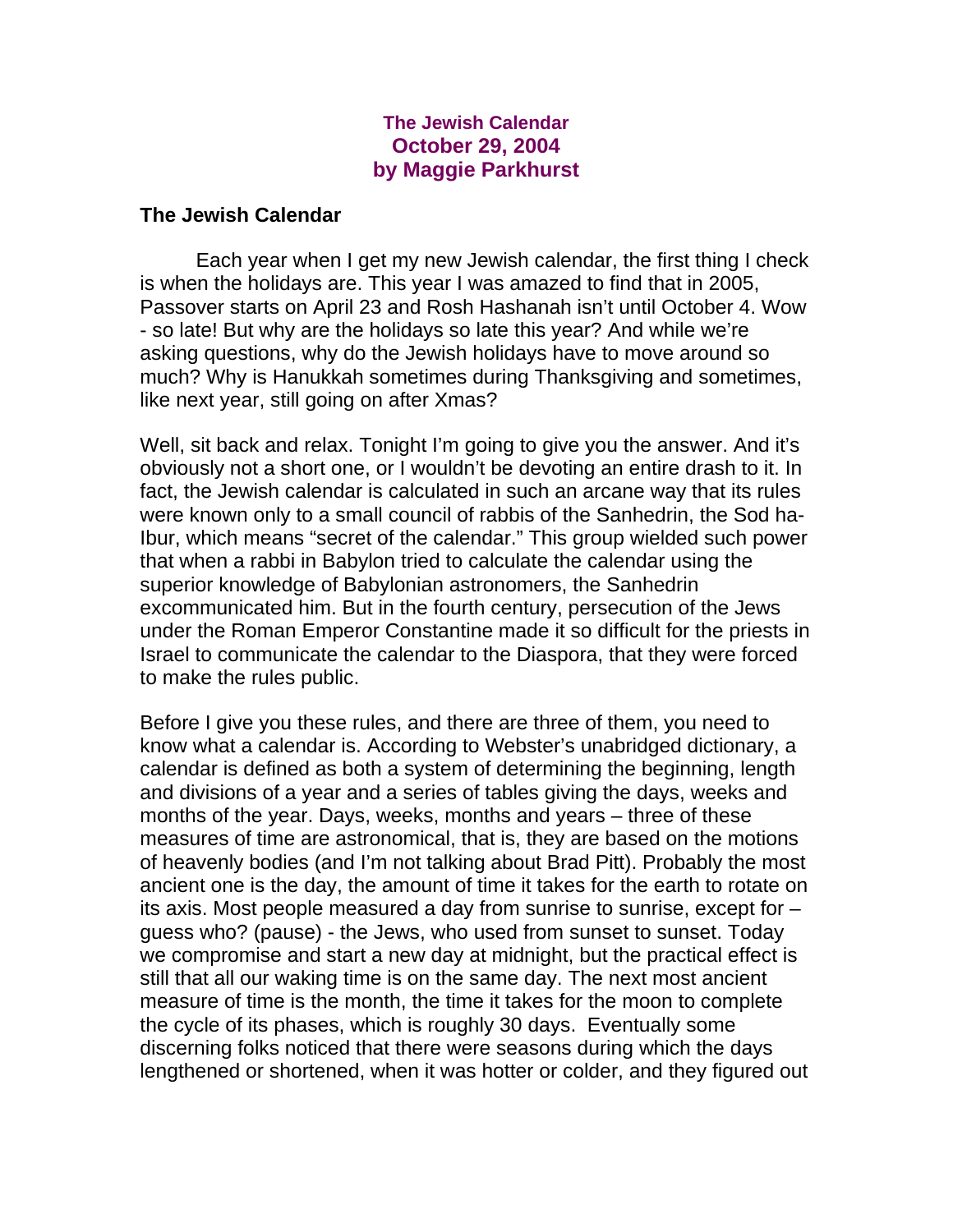# The Jewish Calendar
## October 29, 2004
## by Maggie Parkhurst

### The Jewish Calendar

Each year when I get my new Jewish calendar, the first thing I check is when the holidays are. This year I was amazed to find that in 2005, Passover starts on April 23 and Rosh Hashanah isn't until October 4. Wow - so late! But why are the holidays so late this year? And while we're asking questions, why do the Jewish holidays have to move around so much? Why is Hanukkah sometimes during Thanksgiving and sometimes, like next year, still going on after Xmas?

Well, sit back and relax. Tonight I'm going to give you the answer. And it's obviously not a short one, or I wouldn't be devoting an entire drash to it. In fact, the Jewish calendar is calculated in such an arcane way that its rules were known only to a small council of rabbis of the Sanhedrin, the Sod ha-Ibur, which means "secret of the calendar." This group wielded such power that when a rabbi in Babylon tried to calculate the calendar using the superior knowledge of Babylonian astronomers, the Sanhedrin excommunicated him. But in the fourth century, persecution of the Jews under the Roman Emperor Constantine made it so difficult for the priests in Israel to communicate the calendar to the Diaspora, that they were forced to make the rules public.

Before I give you these rules, and there are three of them, you need to know what a calendar is. According to Webster's unabridged dictionary, a calendar is defined as both a system of determining the beginning, length and divisions of a year and a series of tables giving the days, weeks and months of the year. Days, weeks, months and years – three of these measures of time are astronomical, that is, they are based on the motions of heavenly bodies (and I'm not talking about Brad Pitt). Probably the most ancient one is the day, the amount of time it takes for the earth to rotate on its axis. Most people measured a day from sunrise to sunrise, except for – guess who? (pause) - the Jews, who used from sunset to sunset. Today we compromise and start a new day at midnight, but the practical effect is still that all our waking time is on the same day. The next most ancient measure of time is the month, the time it takes for the moon to complete the cycle of its phases, which is roughly 30 days. Eventually some discerning folks noticed that there were seasons during which the days lengthened or shortened, when it was hotter or colder, and they figured out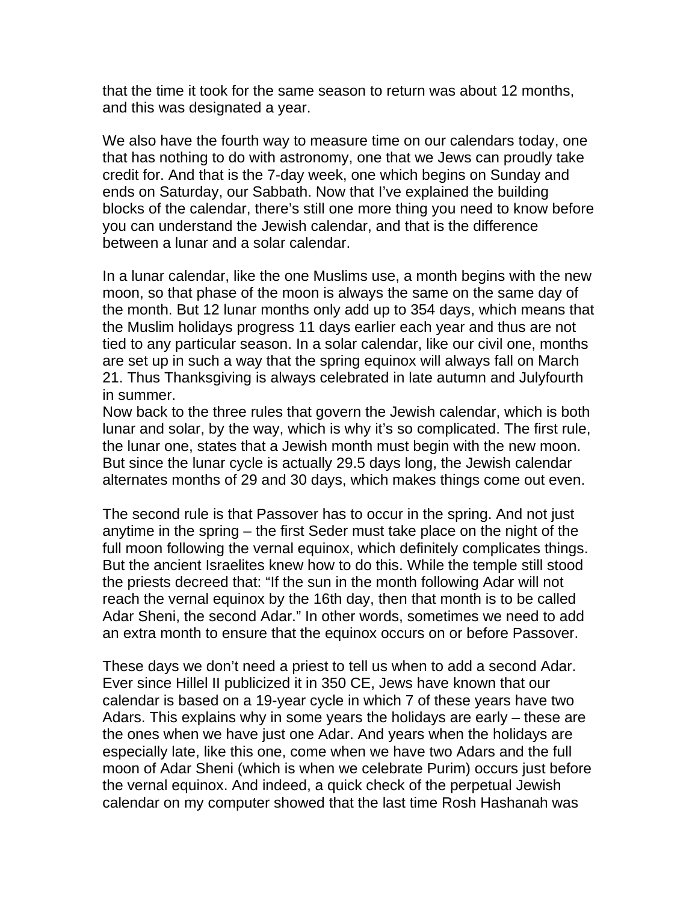that the time it took for the same season to return was about 12 months, and this was designated a year.

We also have the fourth way to measure time on our calendars today, one that has nothing to do with astronomy, one that we Jews can proudly take credit for. And that is the 7-day week, one which begins on Sunday and ends on Saturday, our Sabbath. Now that I've explained the building blocks of the calendar, there's still one more thing you need to know before you can understand the Jewish calendar, and that is the difference between a lunar and a solar calendar.

In a lunar calendar, like the one Muslims use, a month begins with the new moon, so that phase of the moon is always the same on the same day of the month. But 12 lunar months only add up to 354 days, which means that the Muslim holidays progress 11 days earlier each year and thus are not tied to any particular season. In a solar calendar, like our civil one, months are set up in such a way that the spring equinox will always fall on March 21. Thus Thanksgiving is always celebrated in late autumn and Julyfourth in summer.

Now back to the three rules that govern the Jewish calendar, which is both lunar and solar, by the way, which is why it's so complicated. The first rule, the lunar one, states that a Jewish month must begin with the new moon. But since the lunar cycle is actually 29.5 days long, the Jewish calendar alternates months of 29 and 30 days, which makes things come out even.

The second rule is that Passover has to occur in the spring. And not just anytime in the spring – the first Seder must take place on the night of the full moon following the vernal equinox, which definitely complicates things. But the ancient Israelites knew how to do this. While the temple still stood the priests decreed that: "If the sun in the month following Adar will not reach the vernal equinox by the 16th day, then that month is to be called Adar Sheni, the second Adar." In other words, sometimes we need to add an extra month to ensure that the equinox occurs on or before Passover.

These days we don't need a priest to tell us when to add a second Adar. Ever since Hillel II publicized it in 350 CE, Jews have known that our calendar is based on a 19-year cycle in which 7 of these years have two Adars. This explains why in some years the holidays are early – these are the ones when we have just one Adar. And years when the holidays are especially late, like this one, come when we have two Adars and the full moon of Adar Sheni (which is when we celebrate Purim) occurs just before the vernal equinox. And indeed, a quick check of the perpetual Jewish calendar on my computer showed that the last time Rosh Hashanah was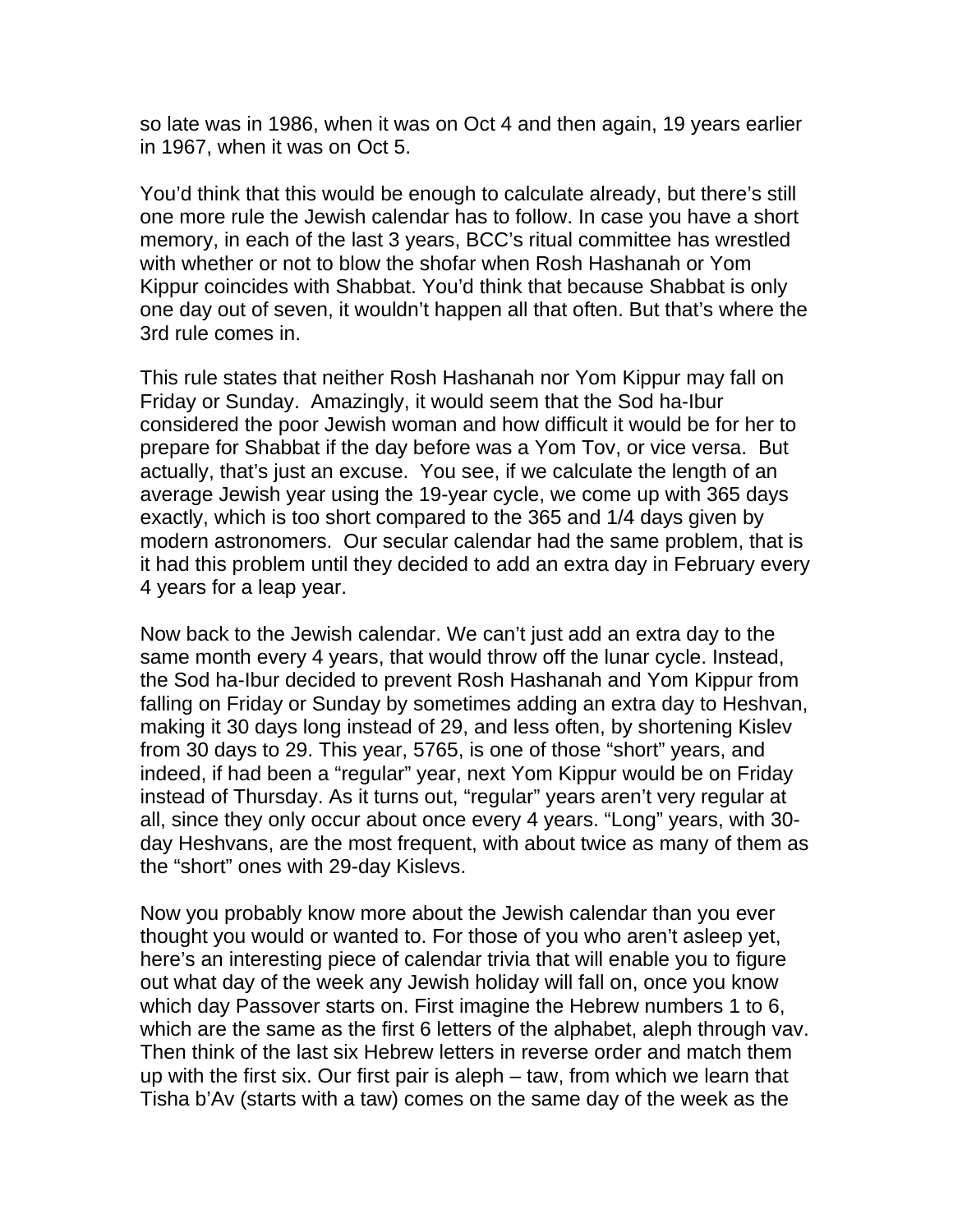so late was in 1986, when it was on Oct 4 and then again, 19 years earlier in 1967, when it was on Oct 5.

You'd think that this would be enough to calculate already, but there's still one more rule the Jewish calendar has to follow. In case you have a short memory, in each of the last 3 years, BCC's ritual committee has wrestled with whether or not to blow the shofar when Rosh Hashanah or Yom Kippur coincides with Shabbat. You'd think that because Shabbat is only one day out of seven, it wouldn't happen all that often. But that's where the 3rd rule comes in.

This rule states that neither Rosh Hashanah nor Yom Kippur may fall on Friday or Sunday.  Amazingly, it would seem that the Sod ha-Ibur considered the poor Jewish woman and how difficult it would be for her to prepare for Shabbat if the day before was a Yom Tov, or vice versa.  But actually, that's just an excuse.  You see, if we calculate the length of an average Jewish year using the 19-year cycle, we come up with 365 days exactly, which is too short compared to the 365 and 1/4 days given by modern astronomers.  Our secular calendar had the same problem, that is it had this problem until they decided to add an extra day in February every 4 years for a leap year.

Now back to the Jewish calendar. We can't just add an extra day to the same month every 4 years, that would throw off the lunar cycle. Instead, the Sod ha-Ibur decided to prevent Rosh Hashanah and Yom Kippur from falling on Friday or Sunday by sometimes adding an extra day to Heshvan, making it 30 days long instead of 29, and less often, by shortening Kislev from 30 days to 29. This year, 5765, is one of those "short" years, and indeed, if had been a "regular" year, next Yom Kippur would be on Friday instead of Thursday. As it turns out, "regular" years aren't very regular at all, since they only occur about once every 4 years. "Long" years, with 30-day Heshvans, are the most frequent, with about twice as many of them as the "short" ones with 29-day Kislevs.

Now you probably know more about the Jewish calendar than you ever thought you would or wanted to. For those of you who aren't asleep yet, here's an interesting piece of calendar trivia that will enable you to figure out what day of the week any Jewish holiday will fall on, once you know which day Passover starts on. First imagine the Hebrew numbers 1 to 6, which are the same as the first 6 letters of the alphabet, aleph through vav. Then think of the last six Hebrew letters in reverse order and match them up with the first six. Our first pair is aleph – taw, from which we learn that Tisha b'Av (starts with a taw) comes on the same day of the week as the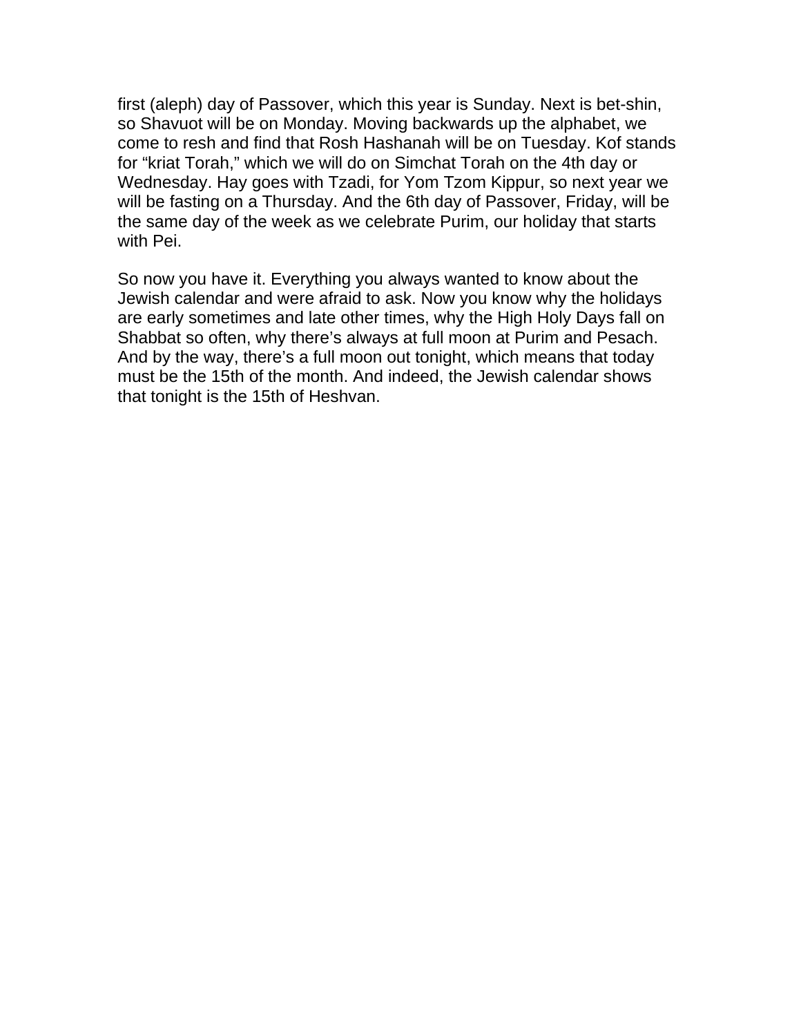first (aleph) day of Passover, which this year is Sunday. Next is bet-shin, so Shavuot will be on Monday. Moving backwards up the alphabet, we come to resh and find that Rosh Hashanah will be on Tuesday. Kof stands for “kriat Torah,” which we will do on Simchat Torah on the 4th day or Wednesday. Hay goes with Tzadi, for Yom Tzom Kippur, so next year we will be fasting on a Thursday. And the 6th day of Passover, Friday, will be the same day of the week as we celebrate Purim, our holiday that starts with Pei.

So now you have it. Everything you always wanted to know about the Jewish calendar and were afraid to ask. Now you know why the holidays are early sometimes and late other times, why the High Holy Days fall on Shabbat so often, why there’s always at full moon at Purim and Pesach. And by the way, there’s a full moon out tonight, which means that today must be the 15th of the month. And indeed, the Jewish calendar shows that tonight is the 15th of Heshvan.